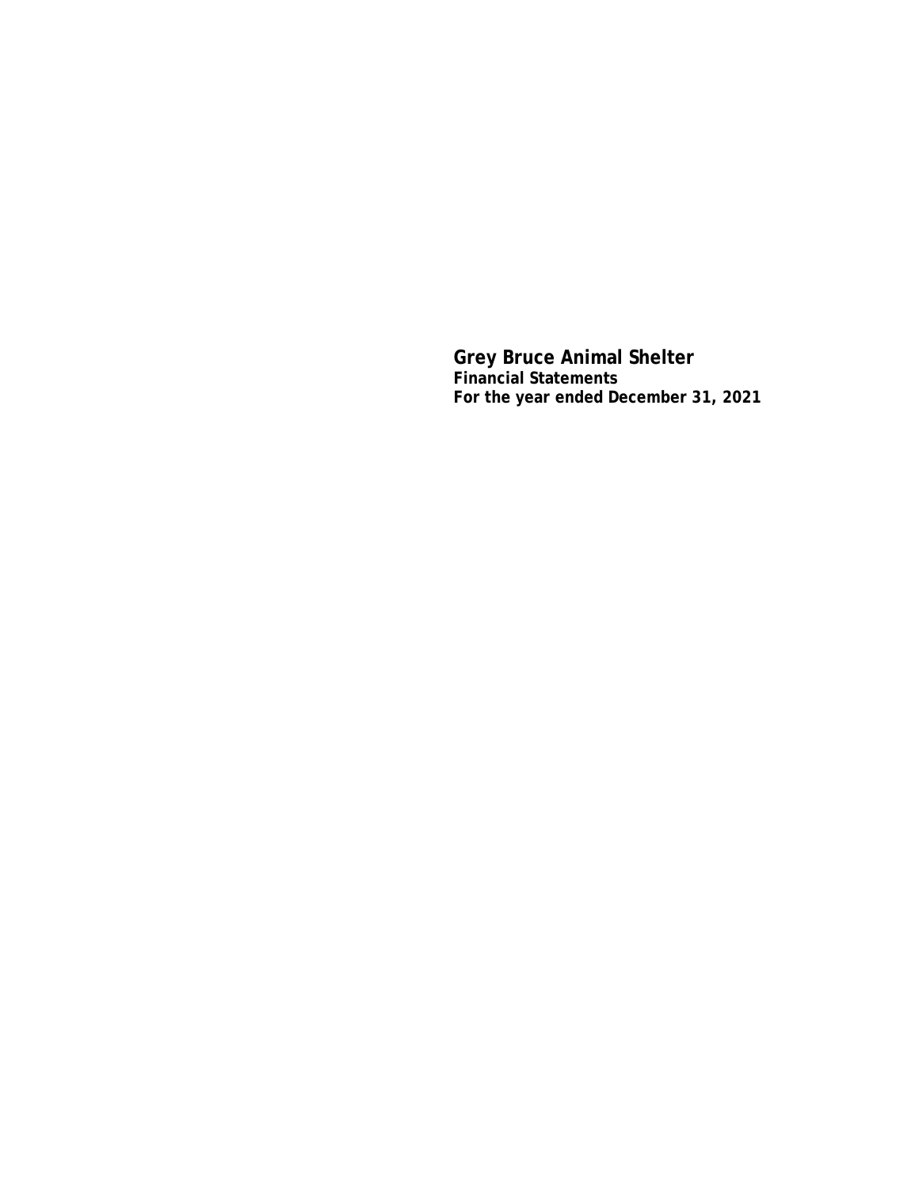# Grey Bruce Animal Shelter

**Financial Statements**

**For the year ended December 31, 2021**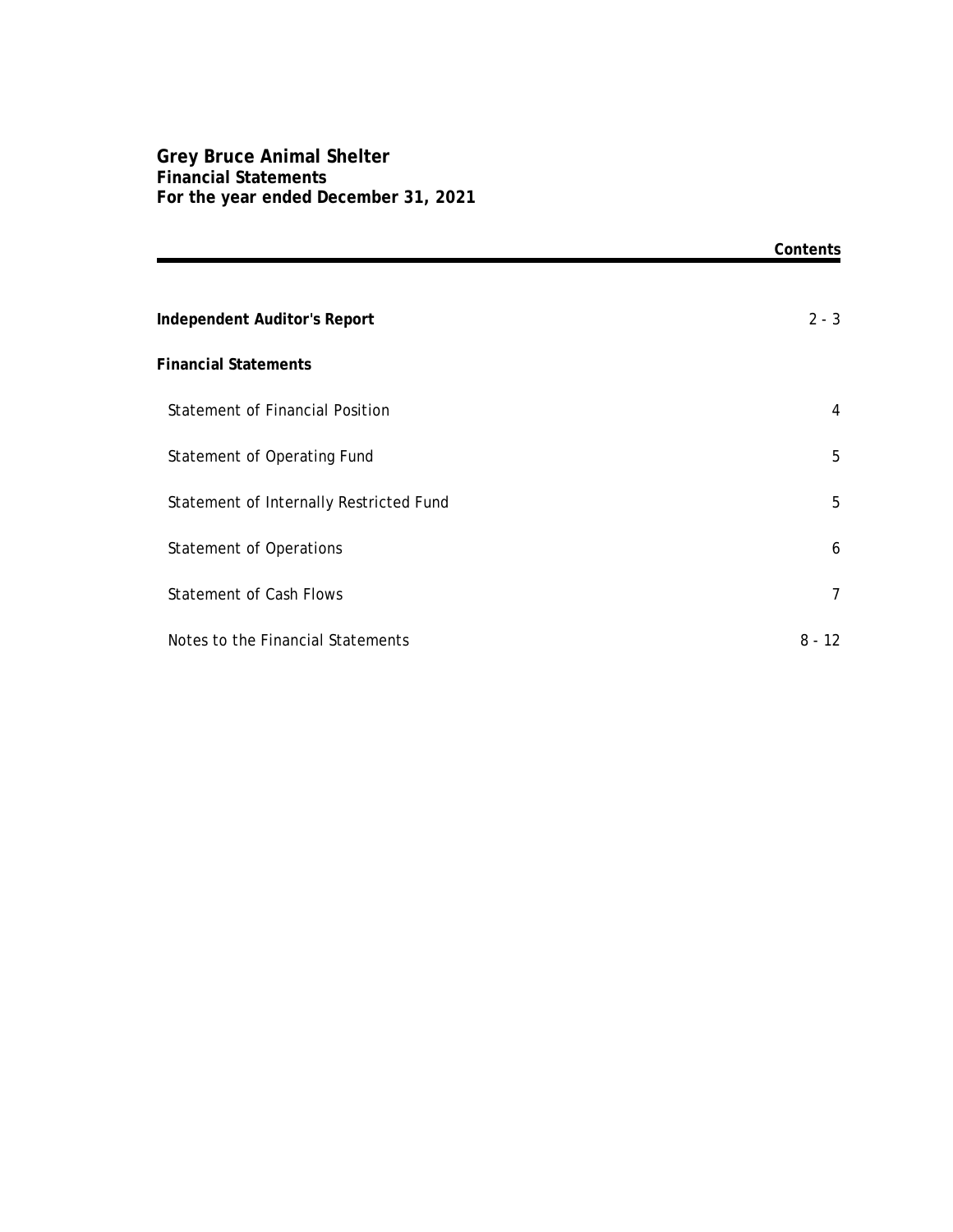# Grey Bruce Animal Shelter
## Financial Statements
### For the year ended December 31, 2021

| | Contents |
|---|---|
| **Independent Auditor's Report** | 2 - 3 |
| **Financial Statements** | |
| Statement of Financial Position | 4 |
| Statement of Operating Fund | 5 |
| Statement of Internally Restricted Fund | 5 |
| Statement of Operations | 6 |
| Statement of Cash Flows | 7 |
| Notes to the Financial Statements | 8 - 12 |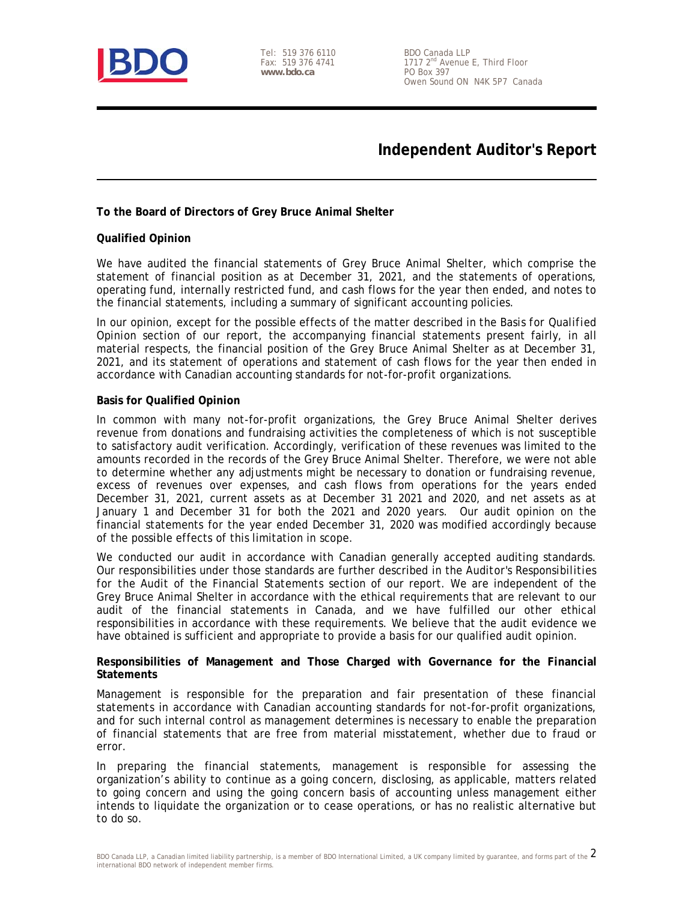# Independent Auditor's Report

**To the Board of Directors of Grey Bruce Animal Shelter**

**Qualified Opinion**

We have audited the financial statements of Grey Bruce Animal Shelter, which comprise the statement of financial position as at December 31, 2021, and the statements of operations, operating fund, internally restricted fund, and cash flows for the year then ended, and notes to the financial statements, including a summary of significant accounting policies.

In our opinion, except for the possible effects of the matter described in the Basis for Qualified Opinion section of our report, the accompanying financial statements present fairly, in all material respects, the financial position of the Grey Bruce Animal Shelter as at December 31, 2021, and its statement of operations and statement of cash flows for the year then ended in accordance with Canadian accounting standards for not-for-profit organizations.

**Basis for Qualified Opinion**

In common with many not-for-profit organizations, the Grey Bruce Animal Shelter derives revenue from donations and fundraising activities the completeness of which is not susceptible to satisfactory audit verification. Accordingly, verification of these revenues was limited to the amounts recorded in the records of the Grey Bruce Animal Shelter. Therefore, we were not able to determine whether any adjustments might be necessary to donation or fundraising revenue, excess of revenues over expenses, and cash flows from operations for the years ended December 31, 2021, current assets as at December 31 2021 and 2020, and net assets as at January 1 and December 31 for both the 2021 and 2020 years. Our audit opinion on the financial statements for the year ended December 31, 2020 was modified accordingly because of the possible effects of this limitation in scope.

We conducted our audit in accordance with Canadian generally accepted auditing standards. Our responsibilities under those standards are further described in the Auditor's Responsibilities for the Audit of the Financial Statements section of our report. We are independent of the Grey Bruce Animal Shelter in accordance with the ethical requirements that are relevant to our audit of the financial statements in Canada, and we have fulfilled our other ethical responsibilities in accordance with these requirements. We believe that the audit evidence we have obtained is sufficient and appropriate to provide a basis for our qualified audit opinion.

**Responsibilities of Management and Those Charged with Governance for the Financial Statements**

Management is responsible for the preparation and fair presentation of these financial statements in accordance with Canadian accounting standards for not-for-profit organizations, and for such internal control as management determines is necessary to enable the preparation of financial statements that are free from material misstatement, whether due to fraud or error.

In preparing the financial statements, management is responsible for assessing the organization's ability to continue as a going concern, disclosing, as applicable, matters related to going concern and using the going concern basis of accounting unless management either intends to liquidate the organization or to cease operations, or has no realistic alternative but to do so.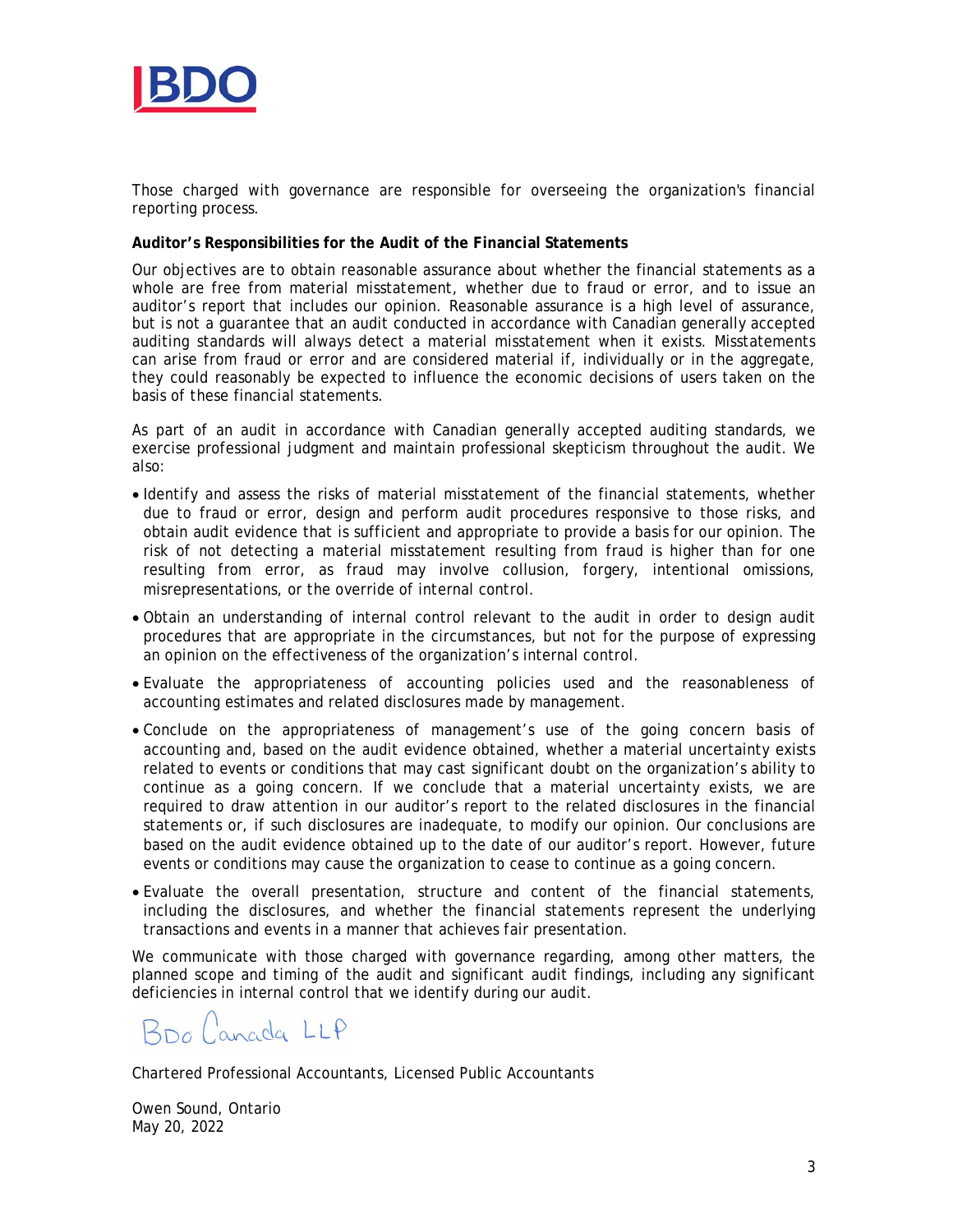Those charged with governance are responsible for overseeing the organization's financial reporting process.

**Auditor's Responsibilities for the Audit of the Financial Statements**

Our objectives are to obtain reasonable assurance about whether the financial statements as a whole are free from material misstatement, whether due to fraud or error, and to issue an auditor's report that includes our opinion. Reasonable assurance is a high level of assurance, but is not a guarantee that an audit conducted in accordance with Canadian generally accepted auditing standards will always detect a material misstatement when it exists. Misstatements can arise from fraud or error and are considered material if, individually or in the aggregate, they could reasonably be expected to influence the economic decisions of users taken on the basis of these financial statements.

As part of an audit in accordance with Canadian generally accepted auditing standards, we exercise professional judgment and maintain professional skepticism throughout the audit. We also:

- Identify and assess the risks of material misstatement of the financial statements, whether due to fraud or error, design and perform audit procedures responsive to those risks, and obtain audit evidence that is sufficient and appropriate to provide a basis for our opinion. The risk of not detecting a material misstatement resulting from fraud is higher than for one resulting from error, as fraud may involve collusion, forgery, intentional omissions, misrepresentations, or the override of internal control.
- Obtain an understanding of internal control relevant to the audit in order to design audit procedures that are appropriate in the circumstances, but not for the purpose of expressing an opinion on the effectiveness of the organization's internal control.
- Evaluate the appropriateness of accounting policies used and the reasonableness of accounting estimates and related disclosures made by management.
- Conclude on the appropriateness of management's use of the going concern basis of accounting and, based on the audit evidence obtained, whether a material uncertainty exists related to events or conditions that may cast significant doubt on the organization's ability to continue as a going concern. If we conclude that a material uncertainty exists, we are required to draw attention in our auditor's report to the related disclosures in the financial statements or, if such disclosures are inadequate, to modify our opinion. Our conclusions are based on the audit evidence obtained up to the date of our auditor's report. However, future events or conditions may cause the organization to cease to continue as a going concern.
- Evaluate the overall presentation, structure and content of the financial statements, including the disclosures, and whether the financial statements represent the underlying transactions and events in a manner that achieves fair presentation.

We communicate with those charged with governance regarding, among other matters, the planned scope and timing of the audit and significant audit findings, including any significant deficiencies in internal control that we identify during our audit.

BDO Canada LLP

Chartered Professional Accountants, Licensed Public Accountants

Owen Sound, Ontario
May 20, 2022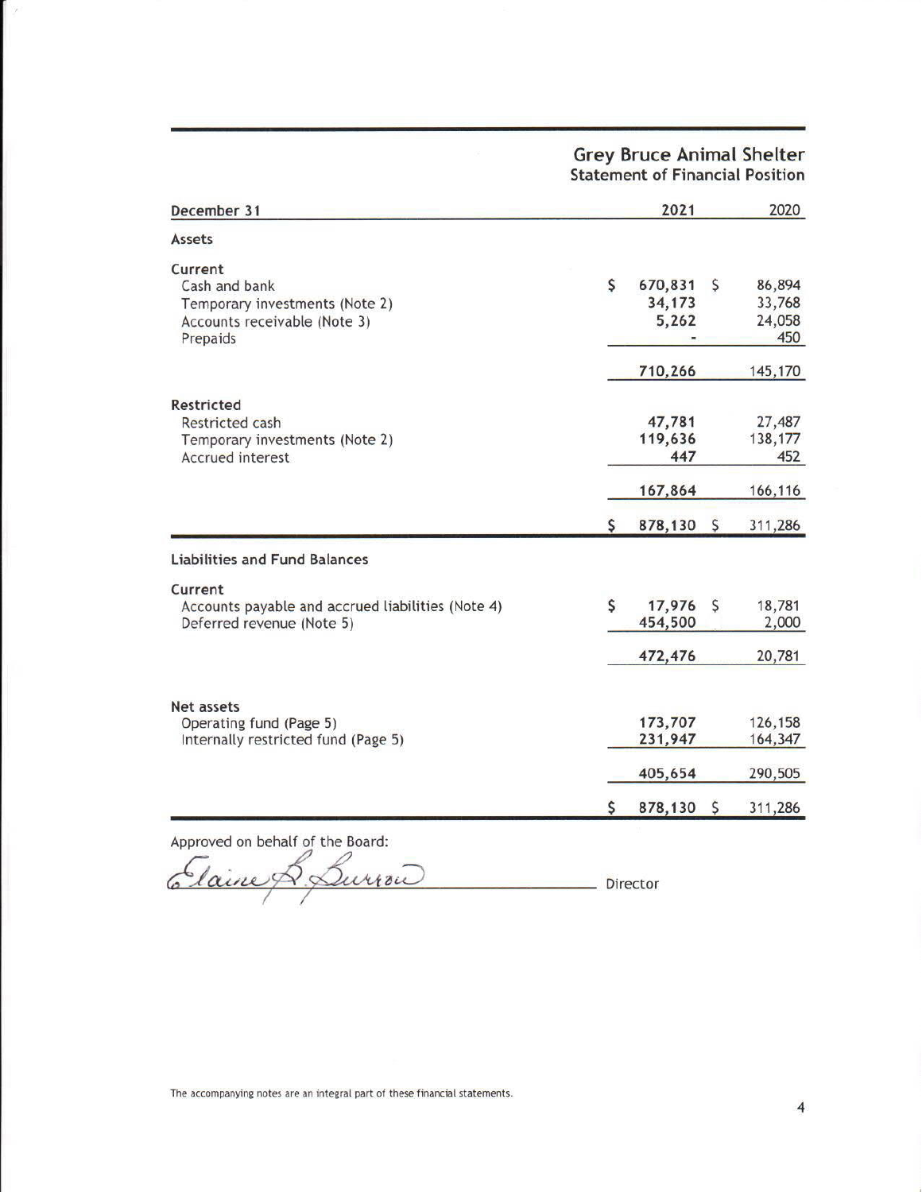# Grey Bruce Animal Shelter
## Statement of Financial Position

| December 31 | 2021 | 2020 |
|---|---|---|
| **Assets** | | |
| **Current** | | |
| Cash and bank | $ 670,831 | $ 86,894 |
| Temporary investments (Note 2) | 34,173 | 33,768 |
| Accounts receivable (Note 3) | 5,262 | 24,058 |
| Prepaids | - | 450 |
| | 710,266 | 145,170 |
| **Restricted** | | |
| Restricted cash | 47,781 | 27,487 |
| Temporary investments (Note 2) | 119,636 | 138,177 |
| Accrued interest | 447 | 452 |
| | 167,864 | 166,116 |
| | $ 878,130 | $ 311,286 |
| **Liabilities and Fund Balances** | | |
| **Current** | | |
| Accounts payable and accrued liabilities (Note 4) | $ 17,976 | $ 18,781 |
| Deferred revenue (Note 5) | 454,500 | 2,000 |
| | 472,476 | 20,781 |
| **Net assets** | | |
| Operating fund (Page 5) | 173,707 | 126,158 |
| Internally restricted fund (Page 5) | 231,947 | 164,347 |
| | 405,654 | 290,505 |
| | $ 878,130 | $ 311,286 |

Approved on behalf of the Board:

Elaine B. Burrow ______________________ Director

The accompanying notes are an integral part of these financial statements.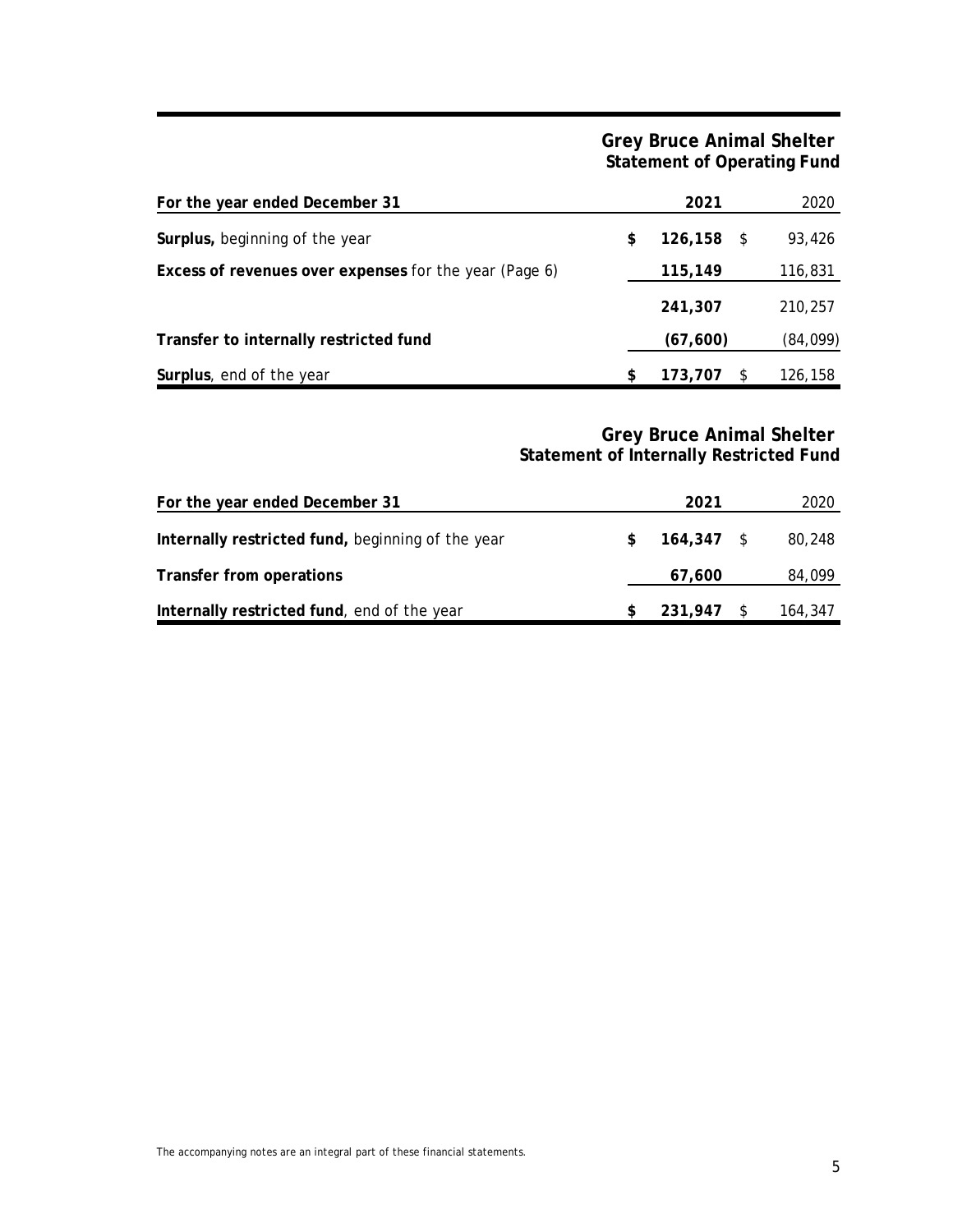# Grey Bruce Animal Shelter

## Statement of Operating Fund

| For the year ended December 31 | 2021 | 2020 |
|---|---|---|
| **Surplus,** beginning of the year | **$ 126,158** | $ 93,426 |
| **Excess of revenues over expenses** for the year (Page 6) | **115,149** | 116,831 |
| | **241,307** | 210,257 |
| **Transfer to internally restricted fund** | **(67,600)** | (84,099) |
| **Surplus**, end of the year | **$ 173,707** | $ 126,158 |

# Grey Bruce Animal Shelter

## Statement of Internally Restricted Fund

| For the year ended December 31 | 2021 | 2020 |
|---|---|---|
| **Internally restricted fund,** beginning of the year | **$ 164,347** | $ 80,248 |
| **Transfer from operations** | **67,600** | 84,099 |
| **Internally restricted fund**, end of the year | **$ 231,947** | $ 164,347 |

The accompanying notes are an integral part of these financial statements.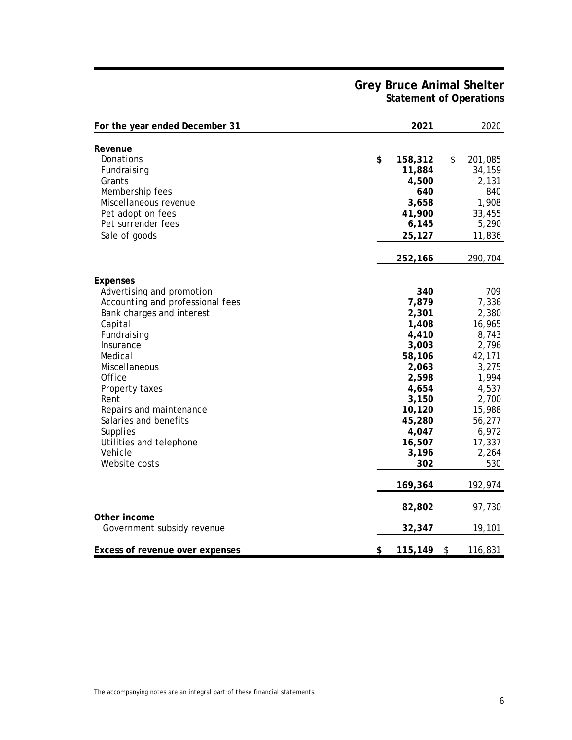# Grey Bruce Animal Shelter
## Statement of Operations

| For the year ended December 31 | 2021 | 2020 |
|---|---|---|
| **Revenue** | | |
| Donations | **$ 158,312** | $ 201,085 |
| Fundraising | **11,884** | 34,159 |
| Grants | **4,500** | 2,131 |
| Membership fees | **640** | 840 |
| Miscellaneous revenue | **3,658** | 1,908 |
| Pet adoption fees | **41,900** | 33,455 |
| Pet surrender fees | **6,145** | 5,290 |
| Sale of goods | **25,127** | 11,836 |
| | **252,166** | 290,704 |
| **Expenses** | | |
| Advertising and promotion | **340** | 709 |
| Accounting and professional fees | **7,879** | 7,336 |
| Bank charges and interest | **2,301** | 2,380 |
| Capital | **1,408** | 16,965 |
| Fundraising | **4,410** | 8,743 |
| Insurance | **3,003** | 2,796 |
| Medical | **58,106** | 42,171 |
| Miscellaneous | **2,063** | 3,275 |
| Office | **2,598** | 1,994 |
| Property taxes | **4,654** | 4,537 |
| Rent | **3,150** | 2,700 |
| Repairs and maintenance | **10,120** | 15,988 |
| Salaries and benefits | **45,280** | 56,277 |
| Supplies | **4,047** | 6,972 |
| Utilities and telephone | **16,507** | 17,337 |
| Vehicle | **3,196** | 2,264 |
| Website costs | **302** | 530 |
| | **169,364** | 192,974 |
| | **82,802** | 97,730 |
| **Other income** | | |
| Government subsidy revenue | **32,347** | 19,101 |
| **Excess of revenue over expenses** | **$ 115,149** | $ 116,831 |

The accompanying notes are an integral part of these financial statements.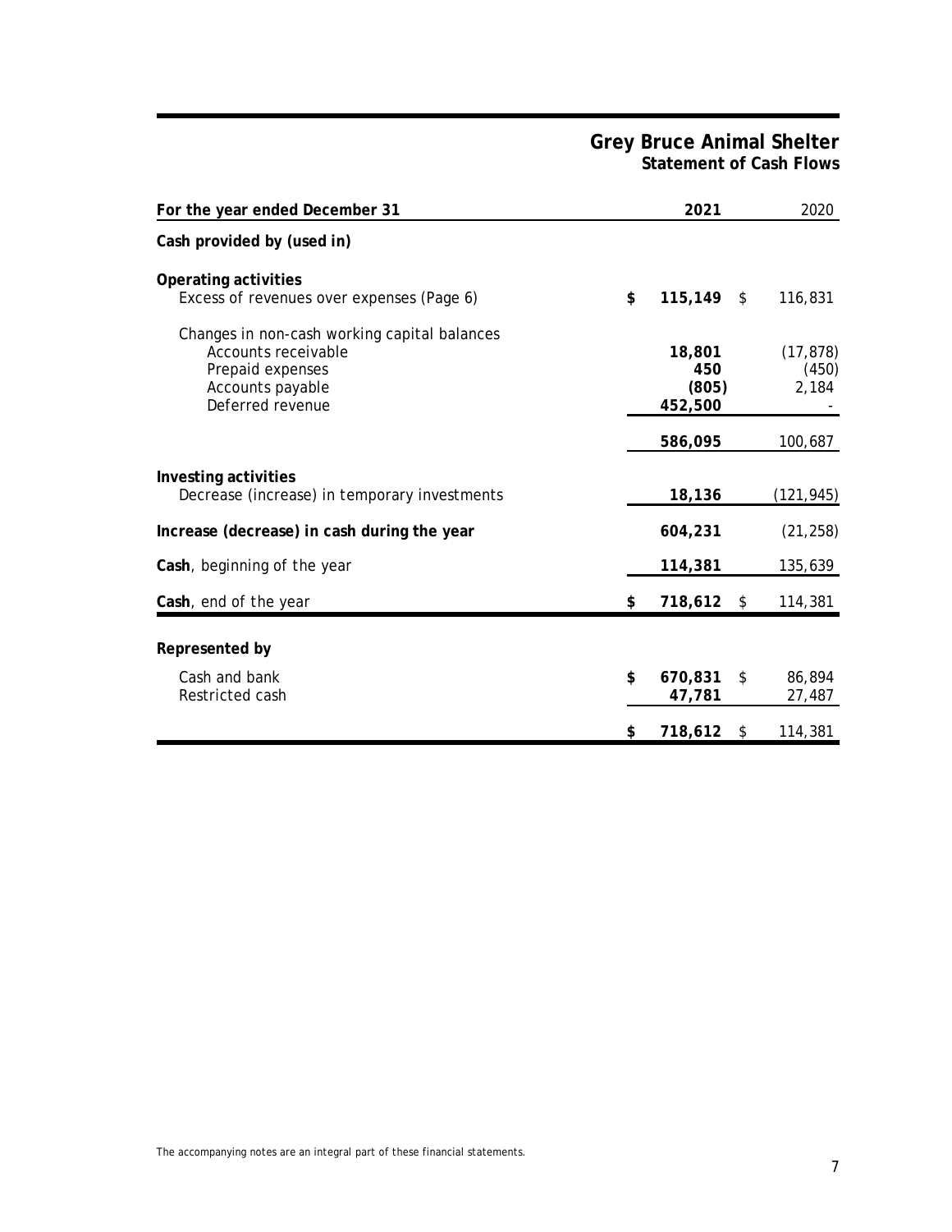# Grey Bruce Animal Shelter
## Statement of Cash Flows

| For the year ended December 31 | 2021 | 2020 |
|---|---|---|
| **Cash provided by (used in)** | | |
| **Operating activities** | | |
| Excess of revenues over expenses (Page 6) | **$ 115,149** | $ 116,831 |
| Changes in non-cash working capital balances | | |
| Accounts receivable | **18,801** | (17,878) |
| Prepaid expenses | **450** | (450) |
| Accounts payable | **(805)** | 2,184 |
| Deferred revenue | **452,500** | - |
| | **586,095** | 100,687 |
| **Investing activities** | | |
| Decrease (increase) in temporary investments | **18,136** | (121,945) |
| **Increase (decrease) in cash during the year** | **604,231** | (21,258) |
| **Cash**, beginning of the year | **114,381** | 135,639 |
| **Cash**, end of the year | **$ 718,612** | $ 114,381 |
| **Represented by** | | |
| Cash and bank | **$ 670,831** | $ 86,894 |
| Restricted cash | **47,781** | 27,487 |
| | **$ 718,612** | $ 114,381 |

The accompanying notes are an integral part of these financial statements.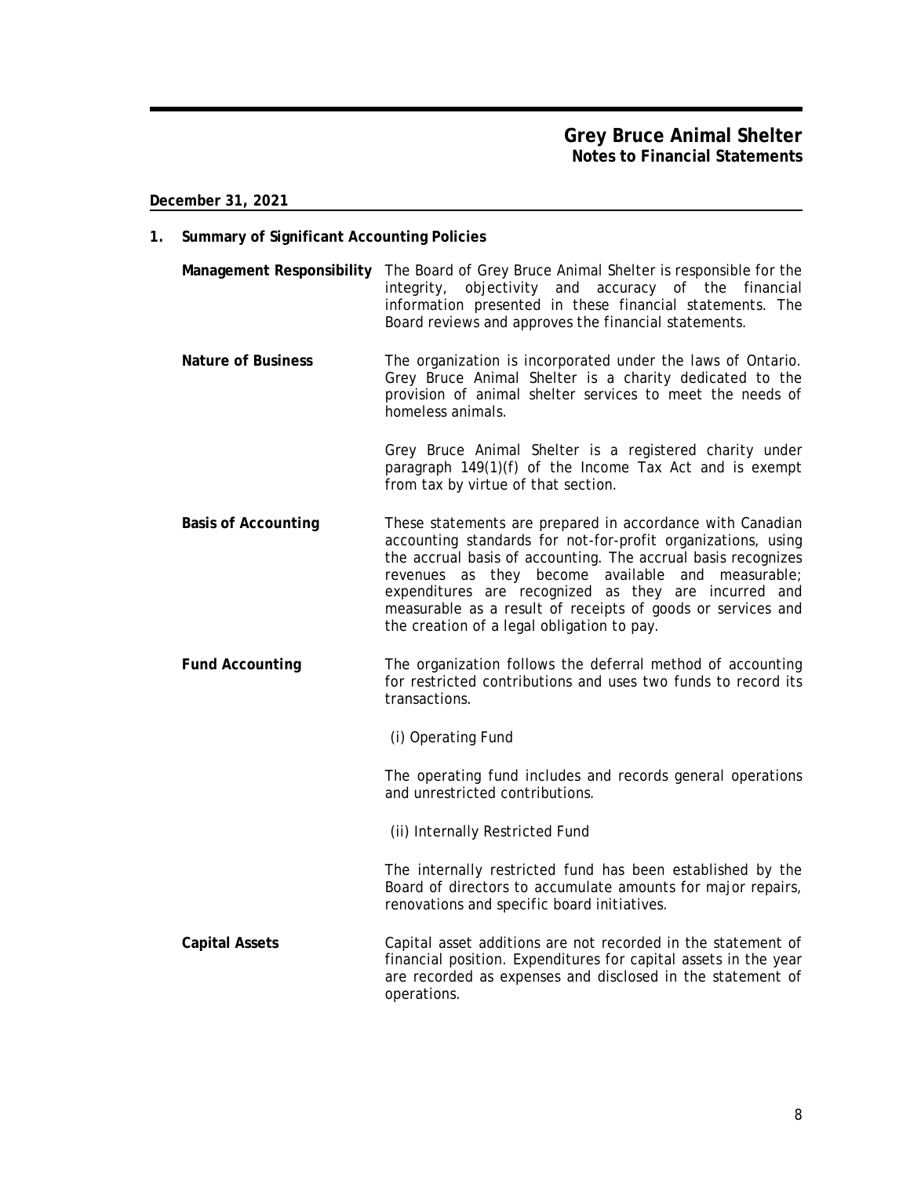# Grey Bruce Animal Shelter
## Notes to Financial Statements

**December 31, 2021**

### 1. Summary of Significant Accounting Policies

**Management Responsibility**

The Board of Grey Bruce Animal Shelter is responsible for the integrity, objectivity and accuracy of the financial information presented in these financial statements. The Board reviews and approves the financial statements.

**Nature of Business**

The organization is incorporated under the laws of Ontario. Grey Bruce Animal Shelter is a charity dedicated to the provision of animal shelter services to meet the needs of homeless animals.

Grey Bruce Animal Shelter is a registered charity under paragraph 149(1)(f) of the Income Tax Act and is exempt from tax by virtue of that section.

**Basis of Accounting**

These statements are prepared in accordance with Canadian accounting standards for not-for-profit organizations, using the accrual basis of accounting. The accrual basis recognizes revenues as they become available and measurable; expenditures are recognized as they are incurred and measurable as a result of receipts of goods or services and the creation of a legal obligation to pay.

**Fund Accounting**

The organization follows the deferral method of accounting for restricted contributions and uses two funds to record its transactions.

(i) Operating Fund

The operating fund includes and records general operations and unrestricted contributions.

(ii) Internally Restricted Fund

The internally restricted fund has been established by the Board of directors to accumulate amounts for major repairs, renovations and specific board initiatives.

**Capital Assets**

Capital asset additions are not recorded in the statement of financial position. Expenditures for capital assets in the year are recorded as expenses and disclosed in the statement of operations.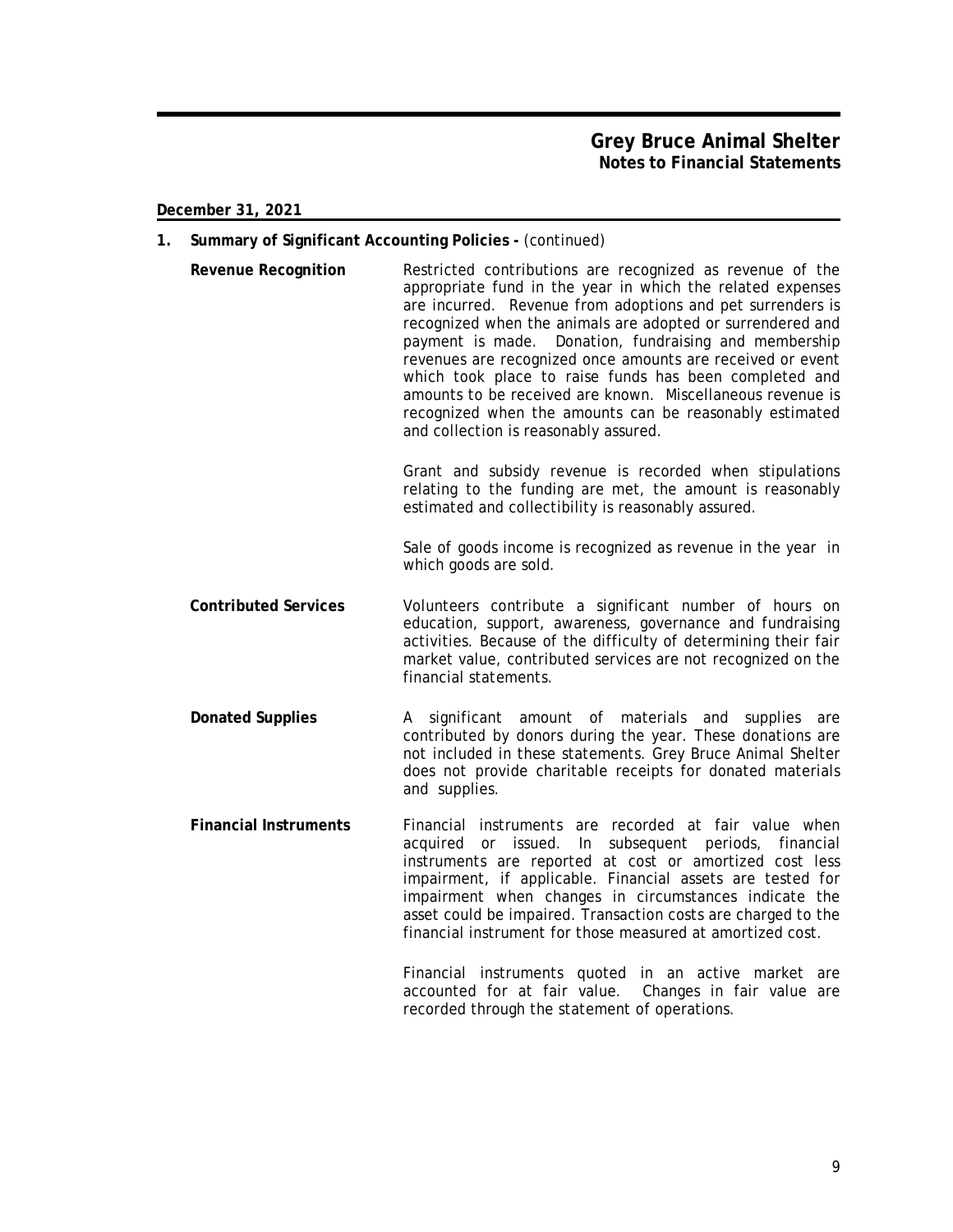**December 31, 2021**

## 1. Summary of Significant Accounting Policies - (continued)

**Revenue Recognition**

Restricted contributions are recognized as revenue of the appropriate fund in the year in which the related expenses are incurred. Revenue from adoptions and pet surrenders is recognized when the animals are adopted or surrendered and payment is made. Donation, fundraising and membership revenues are recognized once amounts are received or event which took place to raise funds has been completed and amounts to be received are known. Miscellaneous revenue is recognized when the amounts can be reasonably estimated and collection is reasonably assured.

Grant and subsidy revenue is recorded when stipulations relating to the funding are met, the amount is reasonably estimated and collectibility is reasonably assured.

Sale of goods income is recognized as revenue in the year in which goods are sold.

**Contributed Services**

Volunteers contribute a significant number of hours on education, support, awareness, governance and fundraising activities. Because of the difficulty of determining their fair market value, contributed services are not recognized on the financial statements.

**Donated Supplies**

A significant amount of materials and supplies are contributed by donors during the year. These donations are not included in these statements. Grey Bruce Animal Shelter does not provide charitable receipts for donated materials and supplies.

**Financial Instruments**

Financial instruments are recorded at fair value when acquired or issued. In subsequent periods, financial instruments are reported at cost or amortized cost less impairment, if applicable. Financial assets are tested for impairment when changes in circumstances indicate the asset could be impaired. Transaction costs are charged to the financial instrument for those measured at amortized cost.

Financial instruments quoted in an active market are accounted for at fair value. Changes in fair value are recorded through the statement of operations.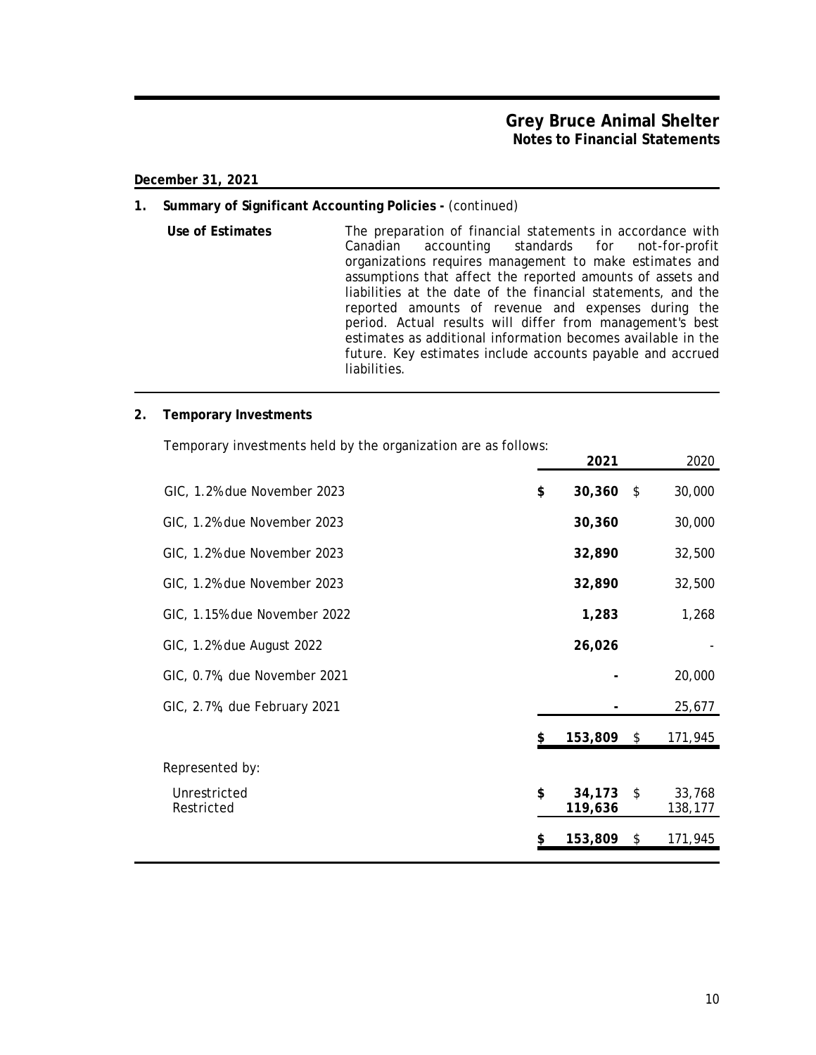**December 31, 2021**

**1. Summary of Significant Accounting Policies -** (continued)

**Use of Estimates**

The preparation of financial statements in accordance with Canadian accounting standards for not-for-profit organizations requires management to make estimates and assumptions that affect the reported amounts of assets and liabilities at the date of the financial statements, and the reported amounts of revenue and expenses during the period. Actual results will differ from management's best estimates as additional information becomes available in the future. Key estimates include accounts payable and accrued liabilities.

**2. Temporary Investments**

Temporary investments held by the organization are as follows:

| | **2021** | 2020 |
|---|---|---|
| GIC, 1.2% due November 2023 | **$ 30,360** | $ 30,000 |
| GIC, 1.2% due November 2023 | **30,360** | 30,000 |
| GIC, 1.2% due November 2023 | **32,890** | 32,500 |
| GIC, 1.2% due November 2023 | **32,890** | 32,500 |
| GIC, 1.15% due November 2022 | **1,283** | 1,268 |
| GIC, 1.2% due August 2022 | **26,026** | - |
| GIC, 0.7%, due November 2021 | **-** | 20,000 |
| GIC, 2.7%, due February 2021 | **-** | 25,677 |
| | **$ 153,809** | $ 171,945 |
| Represented by: | | |
| Unrestricted | **$ 34,173** | $ 33,768 |
| Restricted | **119,636** | 138,177 |
| | **$ 153,809** | $ 171,945 |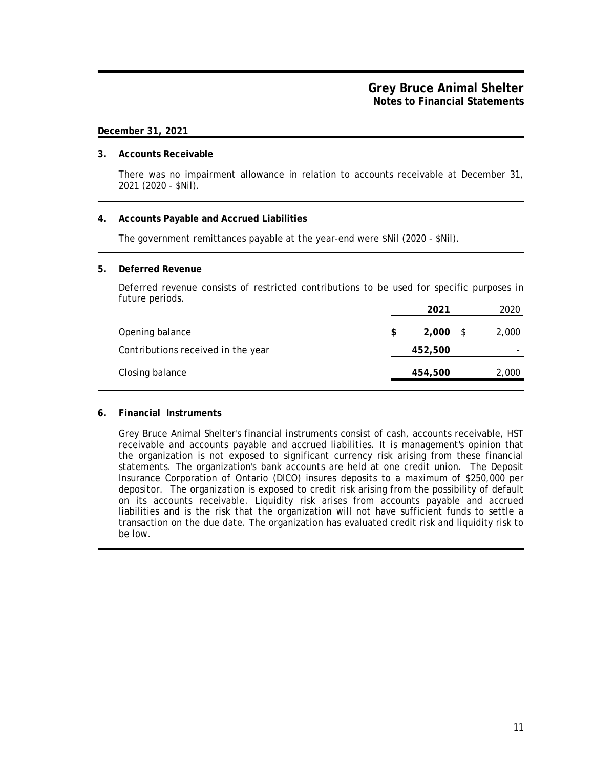**Grey Bruce Animal Shelter**
**Notes to Financial Statements**

**December 31, 2021**

## 3. Accounts Receivable

There was no impairment allowance in relation to accounts receivable at December 31, 2021 (2020 - $Nil).

## 4. Accounts Payable and Accrued Liabilities

The government remittances payable at the year-end were $Nil (2020 - $Nil).

## 5. Deferred Revenue

Deferred revenue consists of restricted contributions to be used for specific purposes in future periods.

| | **2021** | 2020 |
|---|---|---|
| Opening balance | **$ 2,000** | $ 2,000 |
| Contributions received in the year | **452,500** | - |
| Closing balance | **454,500** | 2,000 |

## 6. Financial Instruments

Grey Bruce Animal Shelter's financial instruments consist of cash, accounts receivable, HST receivable and accounts payable and accrued liabilities. It is management's opinion that the organization is not exposed to significant currency risk arising from these financial statements. The organization's bank accounts are held at one credit union. The Deposit Insurance Corporation of Ontario (DICO) insures deposits to a maximum of $250,000 per depositor. The organization is exposed to credit risk arising from the possibility of default on its accounts receivable. Liquidity risk arises from accounts payable and accrued liabilities and is the risk that the organization will not have sufficient funds to settle a transaction on the due date. The organization has evaluated credit risk and liquidity risk to be low.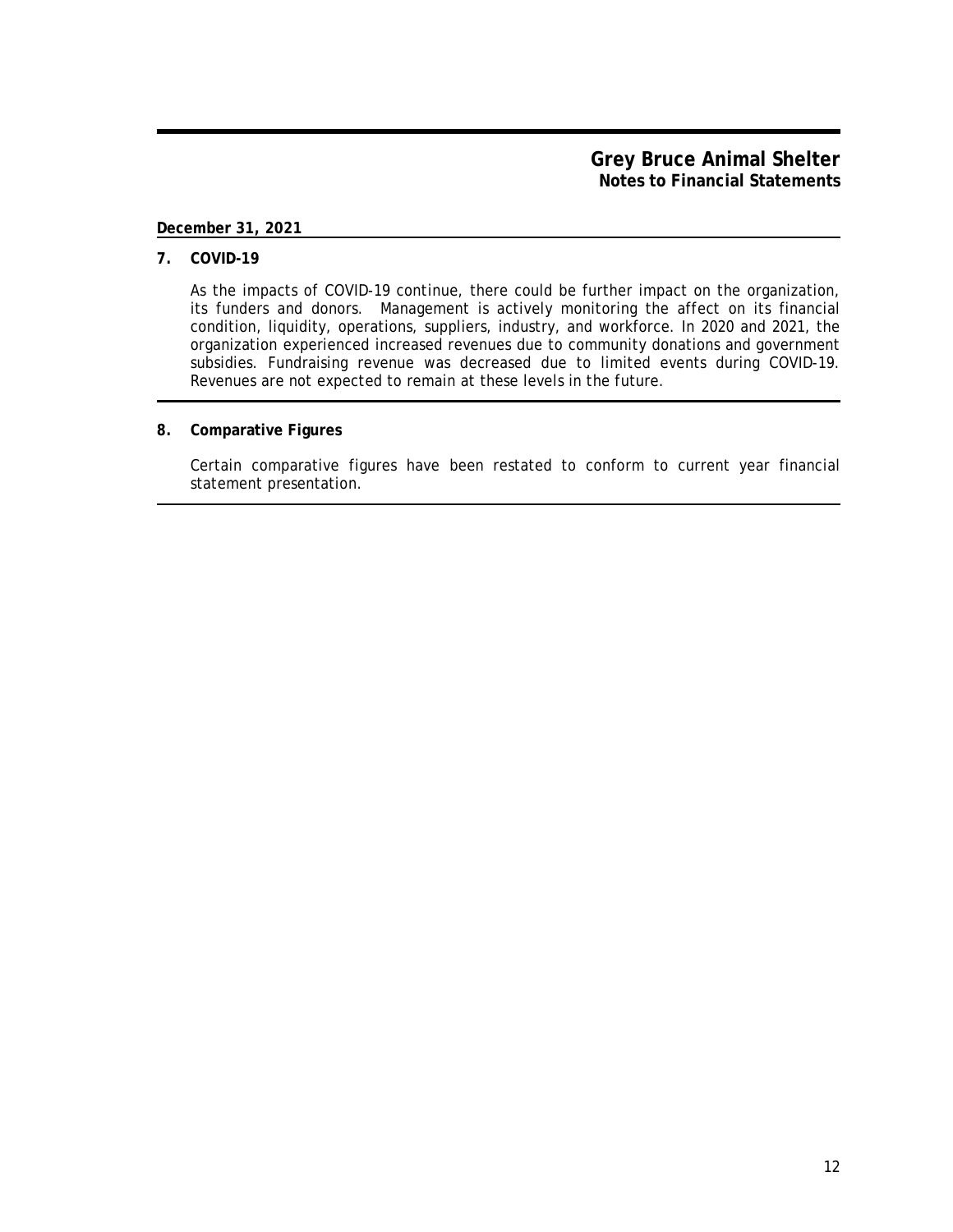**December 31, 2021**

## 7. COVID-19

As the impacts of COVID-19 continue, there could be further impact on the organization, its funders and donors. Management is actively monitoring the affect on its financial condition, liquidity, operations, suppliers, industry, and workforce. In 2020 and 2021, the organization experienced increased revenues due to community donations and government subsidies. Fundraising revenue was decreased due to limited events during COVID-19. Revenues are not expected to remain at these levels in the future.

## 8. Comparative Figures

Certain comparative figures have been restated to conform to current year financial statement presentation.